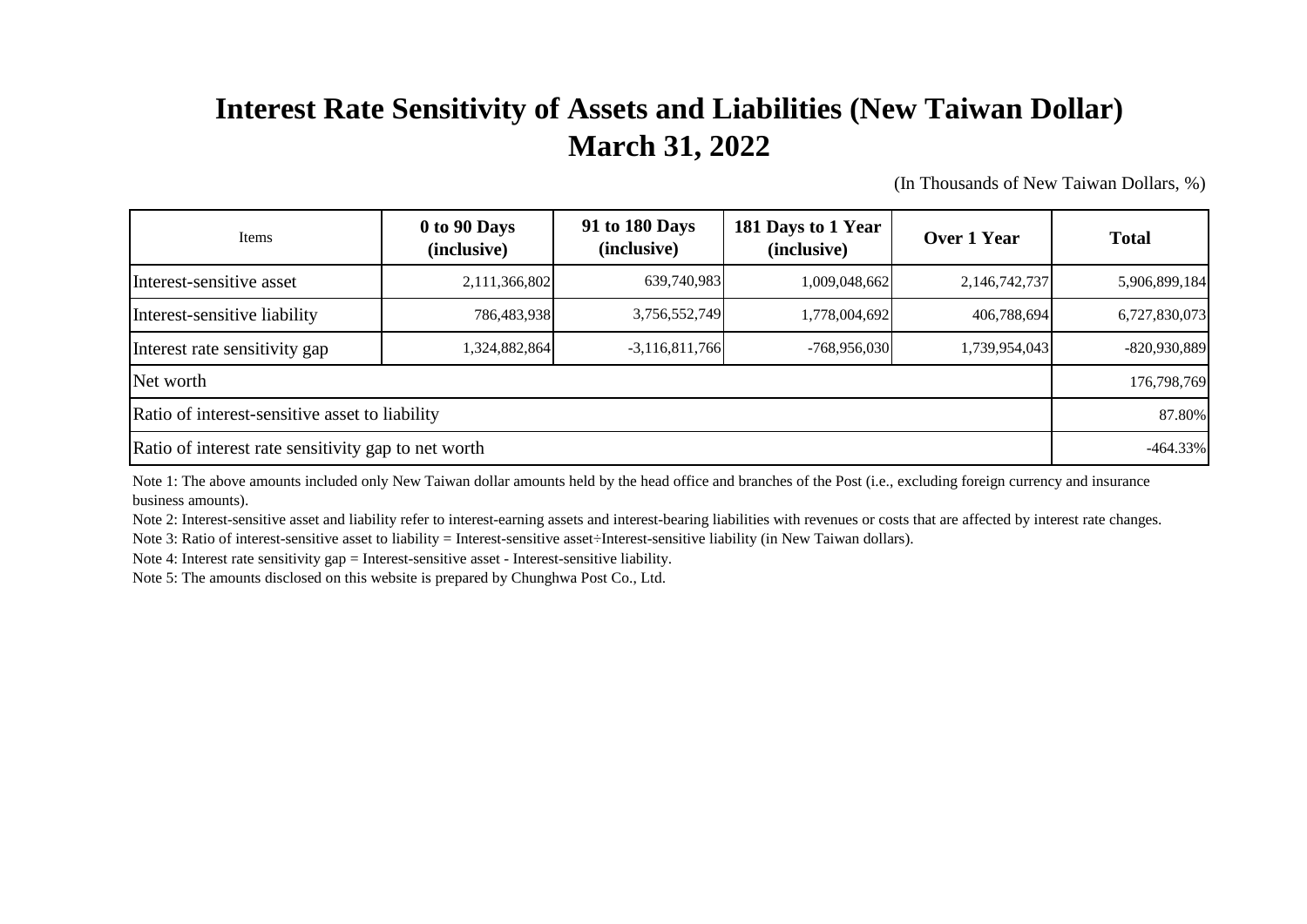# Interest Rate Sensitivity of Assets and Liabilities (New Taiwan Dollar)
# March 31, 2022

(In Thousands of New Taiwan Dollars, %)

| Items | 0 to 90 Days (inclusive) | 91 to 180 Days (inclusive) | 181 Days to 1 Year (inclusive) | Over 1 Year | Total |
|---|---|---|---|---|---|
| Interest-sensitive asset | 2,111,366,802 | 639,740,983 | 1,009,048,662 | 2,146,742,737 | 5,906,899,184 |
| Interest-sensitive liability | 786,483,938 | 3,756,552,749 | 1,778,004,692 | 406,788,694 | 6,727,830,073 |
| Interest rate sensitivity gap | 1,324,882,864 | -3,116,811,766 | -768,956,030 | 1,739,954,043 | -820,930,889 |
| Net worth | | | | | 176,798,769 |
| Ratio of interest-sensitive asset to liability | | | | | 87.80% |
| Ratio of interest rate sensitivity gap to net worth | | | | | -464.33% |

Note 1: The above amounts included only New Taiwan dollar amounts held by the head office and branches of the Post (i.e., excluding foreign currency and insurance business amounts).

Note 2: Interest-sensitive asset and liability refer to interest-earning assets and interest-bearing liabilities with revenues or costs that are affected by interest rate changes.

Note 3: Ratio of interest-sensitive asset to liability = Interest-sensitive asset÷Interest-sensitive liability (in New Taiwan dollars).

Note 4: Interest rate sensitivity gap = Interest-sensitive asset - Interest-sensitive liability.

Note 5: The amounts disclosed on this website is prepared by Chunghwa Post Co., Ltd.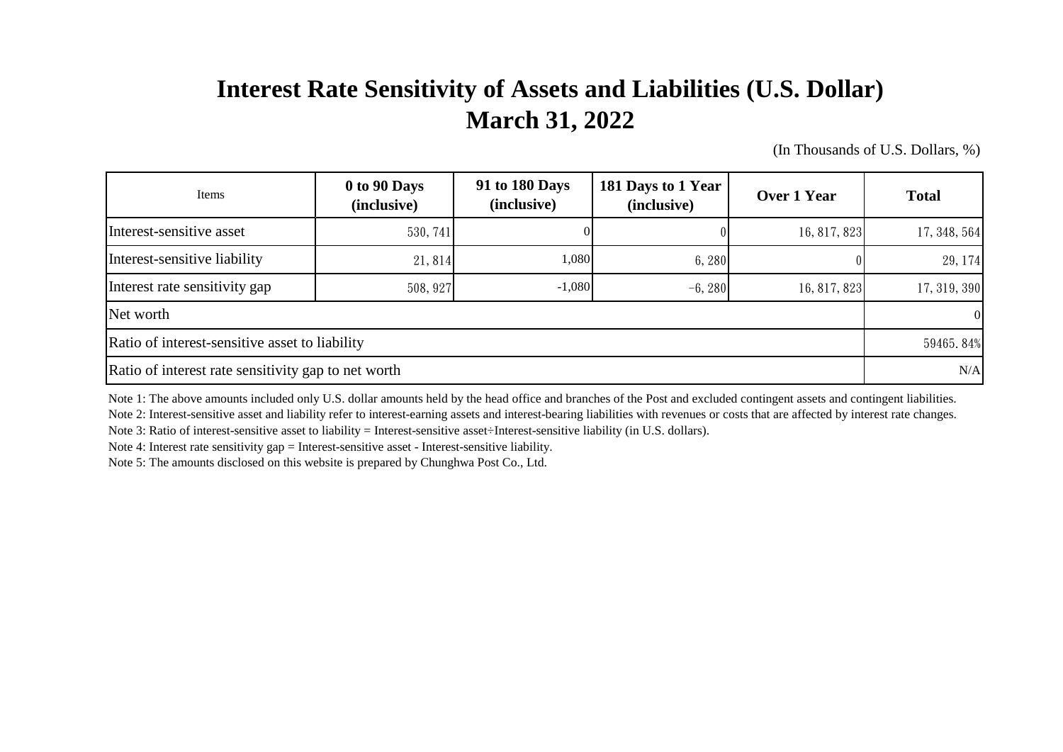# Interest Rate Sensitivity of Assets and Liabilities (U.S. Dollar)
# March 31, 2022

(In Thousands of U.S. Dollars, %)

| Items | 0 to 90 Days (inclusive) | 91 to 180 Days (inclusive) | 181 Days to 1 Year (inclusive) | Over 1 Year | Total |
|---|---|---|---|---|---|
| Interest-sensitive asset | 530, 741 | 0 | 0 | 16, 817, 823 | 17, 348, 564 |
| Interest-sensitive liability | 21, 814 | 1,080 | 6, 280 | 0 | 29, 174 |
| Interest rate sensitivity gap | 508, 927 | -1,080 | −6, 280 | 16, 817, 823 | 17, 319, 390 |
| Net worth | | | | | 0 |
| Ratio of interest-sensitive asset to liability | | | | | 59465. 84% |
| Ratio of interest rate sensitivity gap to net worth | | | | | N/A |

Note 1: The above amounts included only U.S. dollar amounts held by the head office and branches of the Post and excluded contingent assets and contingent liabilities.

Note 2: Interest-sensitive asset and liability refer to interest-earning assets and interest-bearing liabilities with revenues or costs that are affected by interest rate changes.

Note 3: Ratio of interest-sensitive asset to liability = Interest-sensitive asset÷Interest-sensitive liability (in U.S. dollars).

Note 4: Interest rate sensitivity gap = Interest-sensitive asset - Interest-sensitive liability.

Note 5: The amounts disclosed on this website is prepared by Chunghwa Post Co., Ltd.